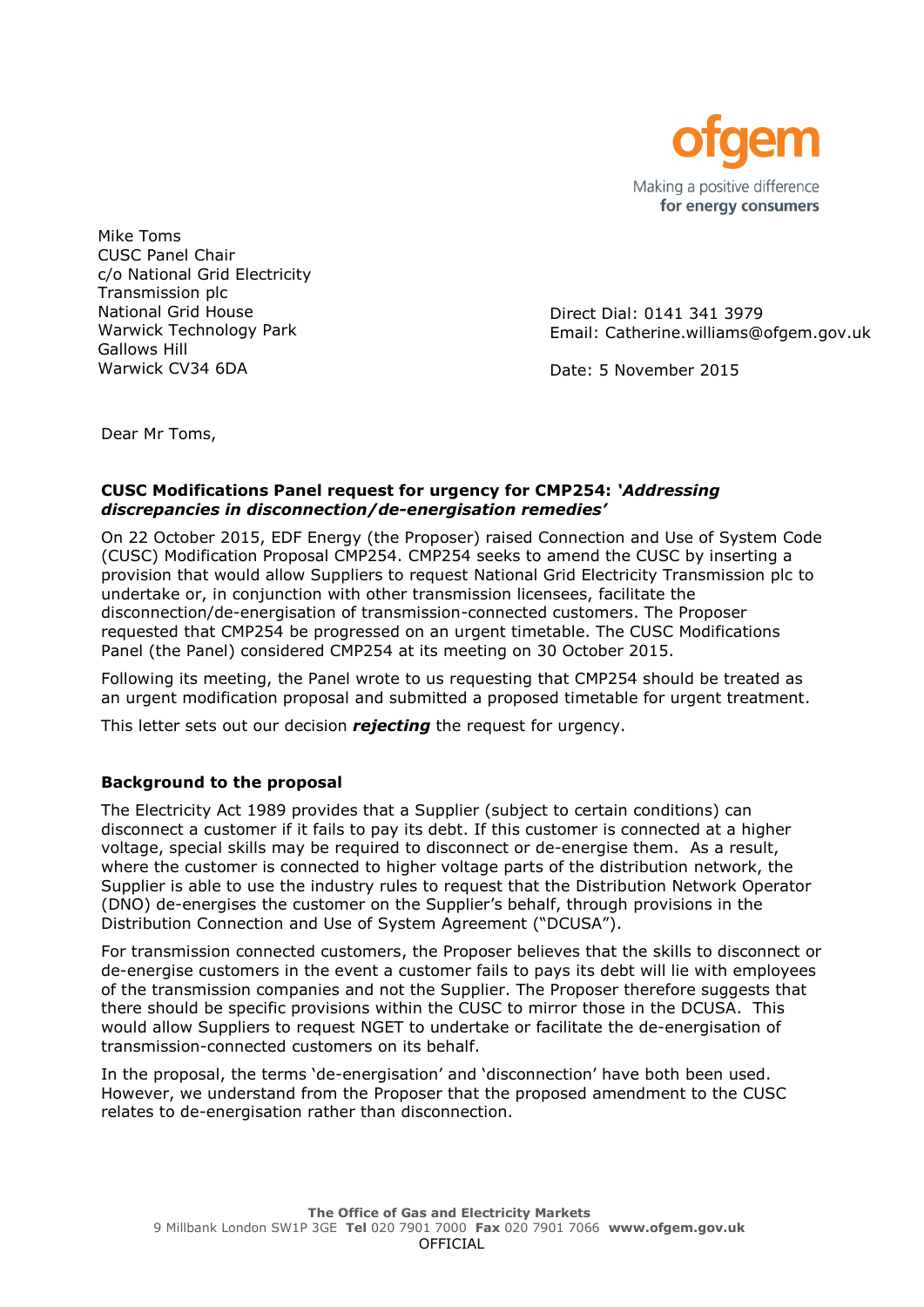ofgem

Making a positive difference
for energy consumers

Mike Toms
CUSC Panel Chair
c/o National Grid Electricity
Transmission plc
National Grid House
Warwick Technology Park
Gallows Hill
Warwick CV34 6DA

Direct Dial: 0141 341 3979
Email: Catherine.williams@ofgem.gov.uk

Date: 5 November 2015

Dear Mr Toms,

**CUSC Modifications Panel request for urgency for CMP254: *'Addressing discrepancies in disconnection/de-energisation remedies'***

On 22 October 2015, EDF Energy (the Proposer) raised Connection and Use of System Code (CUSC) Modification Proposal CMP254. CMP254 seeks to amend the CUSC by inserting a provision that would allow Suppliers to request National Grid Electricity Transmission plc to undertake or, in conjunction with other transmission licensees, facilitate the disconnection/de-energisation of transmission-connected customers. The Proposer requested that CMP254 be progressed on an urgent timetable. The CUSC Modifications Panel (the Panel) considered CMP254 at its meeting on 30 October 2015.

Following its meeting, the Panel wrote to us requesting that CMP254 should be treated as an urgent modification proposal and submitted a proposed timetable for urgent treatment.

This letter sets out our decision ***rejecting*** the request for urgency.

**Background to the proposal**

The Electricity Act 1989 provides that a Supplier (subject to certain conditions) can disconnect a customer if it fails to pay its debt. If this customer is connected at a higher voltage, special skills may be required to disconnect or de-energise them. As a result, where the customer is connected to higher voltage parts of the distribution network, the Supplier is able to use the industry rules to request that the Distribution Network Operator (DNO) de-energises the customer on the Supplier's behalf, through provisions in the Distribution Connection and Use of System Agreement ("DCUSA").

For transmission connected customers, the Proposer believes that the skills to disconnect or de-energise customers in the event a customer fails to pays its debt will lie with employees of the transmission companies and not the Supplier. The Proposer therefore suggests that there should be specific provisions within the CUSC to mirror those in the DCUSA. This would allow Suppliers to request NGET to undertake or facilitate the de-energisation of transmission-connected customers on its behalf.

In the proposal, the terms 'de-energisation' and 'disconnection' have both been used. However, we understand from the Proposer that the proposed amendment to the CUSC relates to de-energisation rather than disconnection.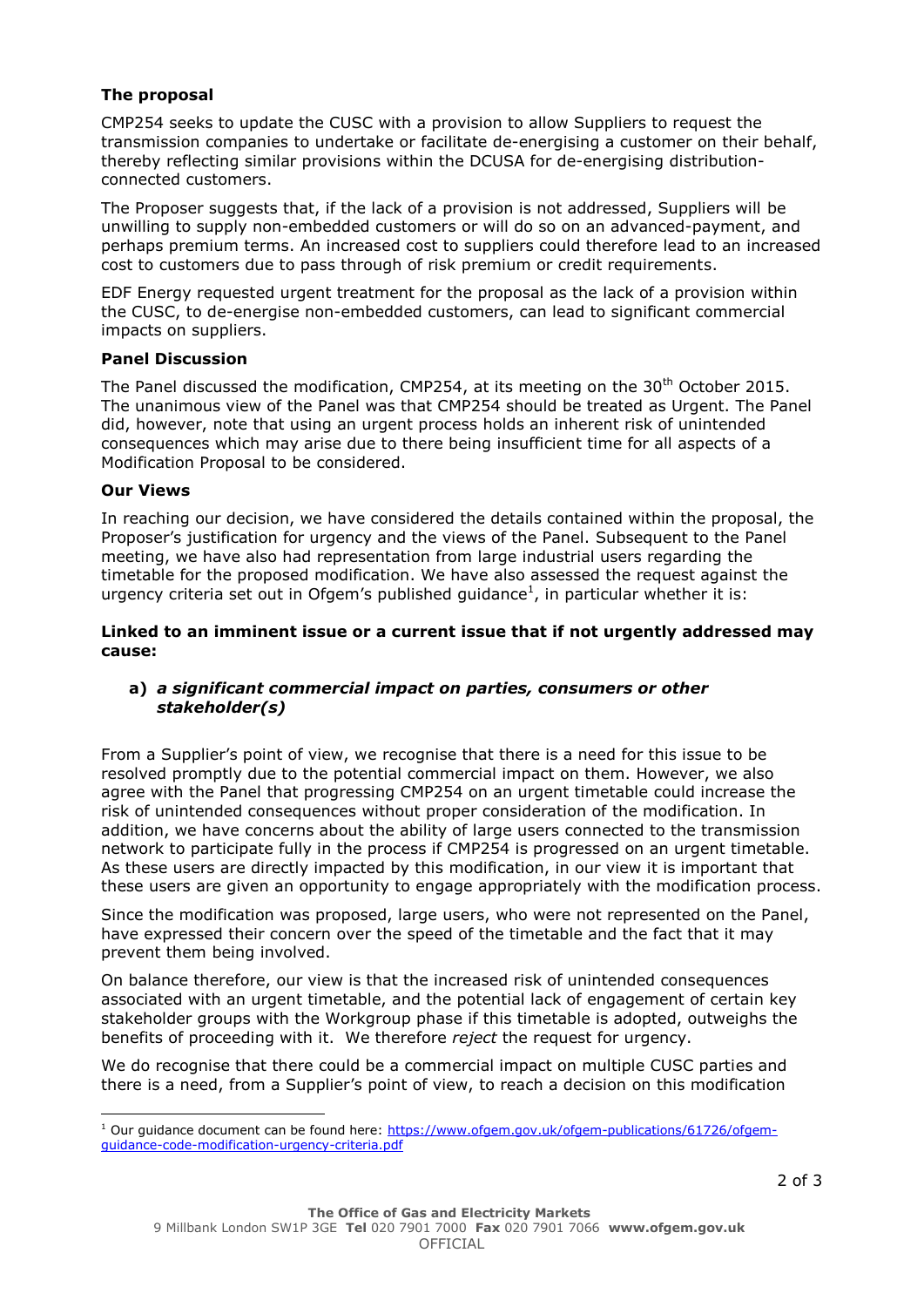### The proposal

CMP254 seeks to update the CUSC with a provision to allow Suppliers to request the transmission companies to undertake or facilitate de-energising a customer on their behalf, thereby reflecting similar provisions within the DCUSA for de-energising distribution-connected customers.

The Proposer suggests that, if the lack of a provision is not addressed, Suppliers will be unwilling to supply non-embedded customers or will do so on an advanced-payment, and perhaps premium terms. An increased cost to suppliers could therefore lead to an increased cost to customers due to pass through of risk premium or credit requirements.

EDF Energy requested urgent treatment for the proposal as the lack of a provision within the CUSC, to de-energise non-embedded customers, can lead to significant commercial impacts on suppliers.

### Panel Discussion

The Panel discussed the modification, CMP254, at its meeting on the 30th October 2015. The unanimous view of the Panel was that CMP254 should be treated as Urgent. The Panel did, however, note that using an urgent process holds an inherent risk of unintended consequences which may arise due to there being insufficient time for all aspects of a Modification Proposal to be considered.

### Our Views

In reaching our decision, we have considered the details contained within the proposal, the Proposer's justification for urgency and the views of the Panel. Subsequent to the Panel meeting, we have also had representation from large industrial users regarding the timetable for the proposed modification. We have also assessed the request against the urgency criteria set out in Ofgem's published guidance[1], in particular whether it is:

**Linked to an imminent issue or a current issue that if not urgently addressed may cause:**

**a)** ***a significant commercial impact on parties, consumers or other stakeholder(s)***

From a Supplier's point of view, we recognise that there is a need for this issue to be resolved promptly due to the potential commercial impact on them. However, we also agree with the Panel that progressing CMP254 on an urgent timetable could increase the risk of unintended consequences without proper consideration of the modification. In addition, we have concerns about the ability of large users connected to the transmission network to participate fully in the process if CMP254 is progressed on an urgent timetable. As these users are directly impacted by this modification, in our view it is important that these users are given an opportunity to engage appropriately with the modification process.

Since the modification was proposed, large users, who were not represented on the Panel, have expressed their concern over the speed of the timetable and the fact that it may prevent them being involved.

On balance therefore, our view is that the increased risk of unintended consequences associated with an urgent timetable, and the potential lack of engagement of certain key stakeholder groups with the Workgroup phase if this timetable is adopted, outweighs the benefits of proceeding with it. We therefore *reject* the request for urgency.

We do recognise that there could be a commercial impact on multiple CUSC parties and there is a need, from a Supplier's point of view, to reach a decision on this modification

---

[1] Our guidance document can be found here: https://www.ofgem.gov.uk/ofgem-publications/61726/ofgem-guidance-code-modification-urgency-criteria.pdf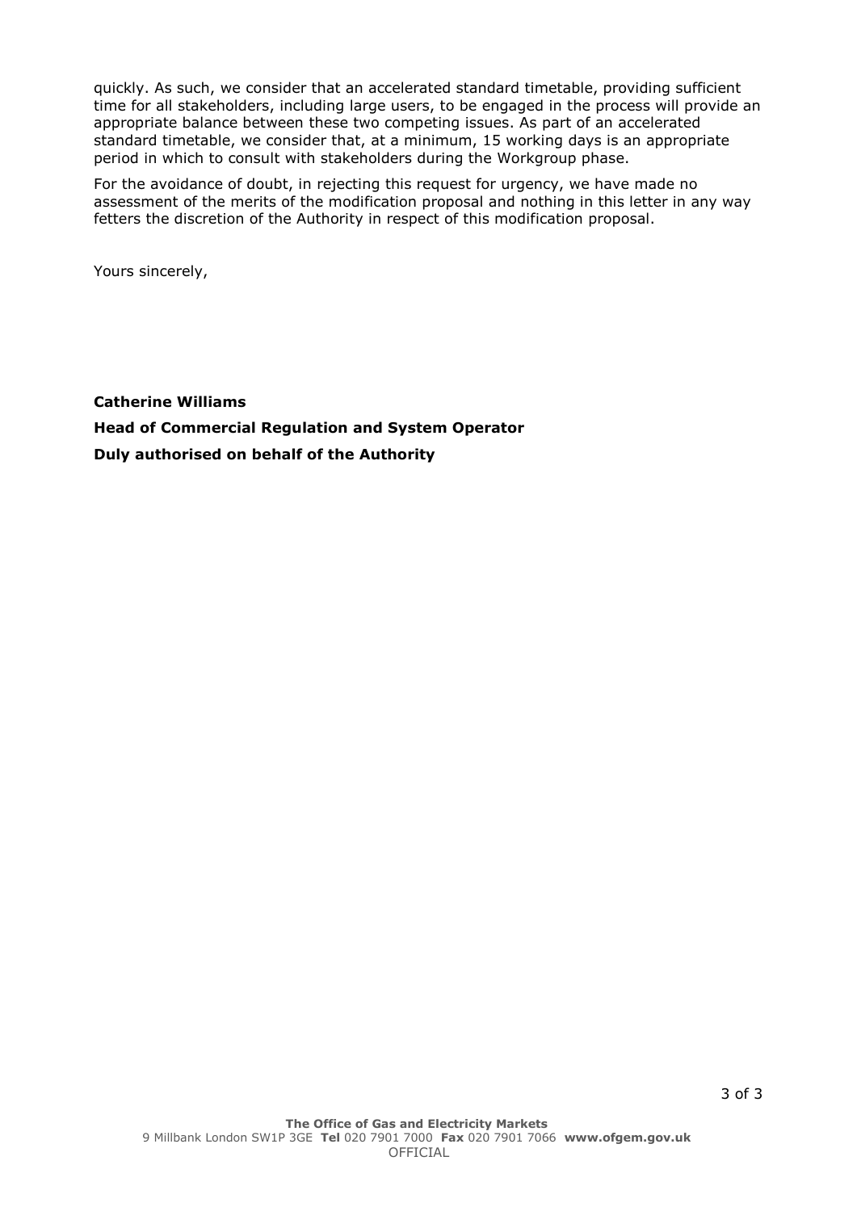quickly. As such, we consider that an accelerated standard timetable, providing sufficient time for all stakeholders, including large users, to be engaged in the process will provide an appropriate balance between these two competing issues. As part of an accelerated standard timetable, we consider that, at a minimum, 15 working days is an appropriate period in which to consult with stakeholders during the Workgroup phase.

For the avoidance of doubt, in rejecting this request for urgency, we have made no assessment of the merits of the modification proposal and nothing in this letter in any way fetters the discretion of the Authority in respect of this modification proposal.

Yours sincerely,

**Catherine Williams**

**Head of Commercial Regulation and System Operator**

**Duly authorised on behalf of the Authority**

**The Office of Gas and Electricity Markets**
9 Millbank London SW1P 3GE **Tel** 020 7901 7000 **Fax** 020 7901 7066 **www.ofgem.gov.uk**
OFFICIAL